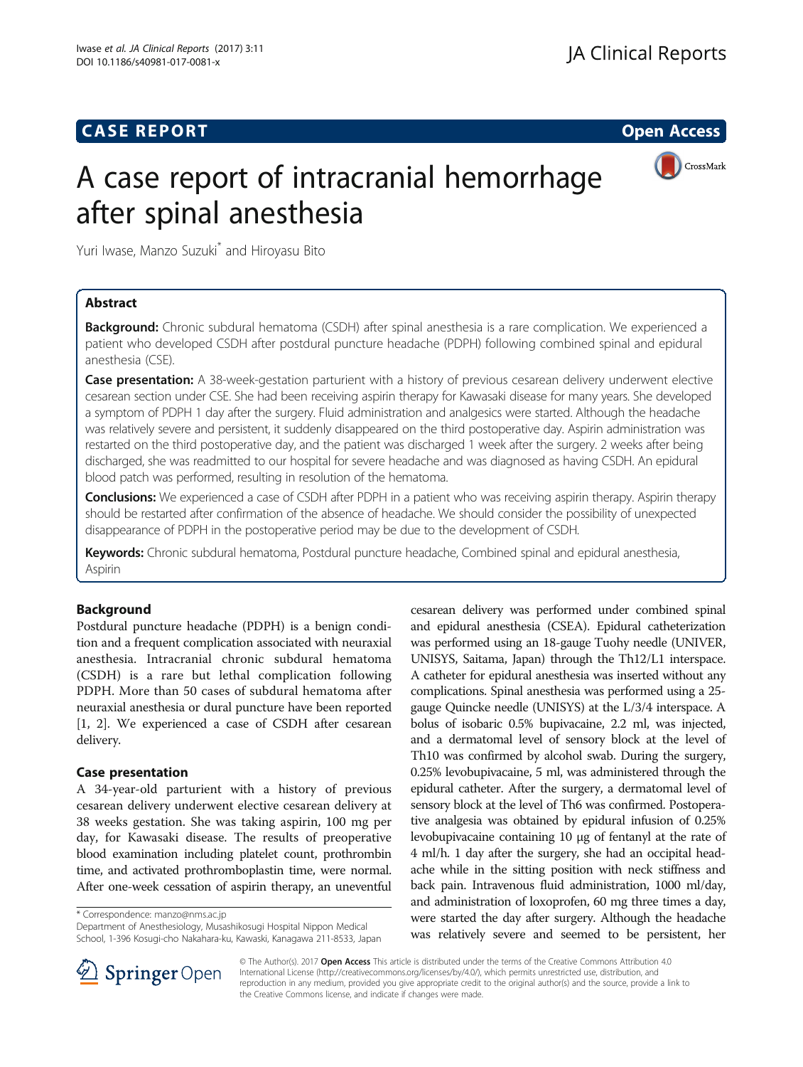**CASE REPORT** **Open Access**

# A case report of intracranial hemorrhage after spinal anesthesia

Yuri Iwase, Manzo Suzuki* and Hiroyasu Bito

## Abstract

**Background:** Chronic subdural hematoma (CSDH) after spinal anesthesia is a rare complication. We experienced a patient who developed CSDH after postdural puncture headache (PDPH) following combined spinal and epidural anesthesia (CSE).

**Case presentation:** A 38-week-gestation parturient with a history of previous cesarean delivery underwent elective cesarean section under CSE. She had been receiving aspirin therapy for Kawasaki disease for many years. She developed a symptom of PDPH 1 day after the surgery. Fluid administration and analgesics were started. Although the headache was relatively severe and persistent, it suddenly disappeared on the third postoperative day. Aspirin administration was restarted on the third postoperative day, and the patient was discharged 1 week after the surgery. 2 weeks after being discharged, she was readmitted to our hospital for severe headache and was diagnosed as having CSDH. An epidural blood patch was performed, resulting in resolution of the hematoma.

**Conclusions:** We experienced a case of CSDH after PDPH in a patient who was receiving aspirin therapy. Aspirin therapy should be restarted after confirmation of the absence of headache. We should consider the possibility of unexpected disappearance of PDPH in the postoperative period may be due to the development of CSDH.

**Keywords:** Chronic subdural hematoma, Postdural puncture headache, Combined spinal and epidural anesthesia, Aspirin

## Background

Postdural puncture headache (PDPH) is a benign condition and a frequent complication associated with neuraxial anesthesia. Intracranial chronic subdural hematoma (CSDH) is a rare but lethal complication following PDPH. More than 50 cases of subdural hematoma after neuraxial anesthesia or dural puncture have been reported [1, 2]. We experienced a case of CSDH after cesarean delivery.

## Case presentation

A 34-year-old parturient with a history of previous cesarean delivery underwent elective cesarean delivery at 38 weeks gestation. She was taking aspirin, 100 mg per day, for Kawasaki disease. The results of preoperative blood examination including platelet count, prothrombin time, and activated prothromboplastin time, were normal. After one-week cessation of aspirin therapy, an uneventful cesarean delivery was performed under combined spinal and epidural anesthesia (CSEA). Epidural catheterization was performed using an 18-gauge Tuohy needle (UNIVER, UNISYS, Saitama, Japan) through the Th12/L1 interspace. A catheter for epidural anesthesia was inserted without any complications. Spinal anesthesia was performed using a 25-gauge Quincke needle (UNISYS) at the L/3/4 interspace. A bolus of isobaric 0.5% bupivacaine, 2.2 ml, was injected, and a dermatomal level of sensory block at the level of Th10 was confirmed by alcohol swab. During the surgery, 0.25% levobupivacaine, 5 ml, was administered through the epidural catheter. After the surgery, a dermatomal level of sensory block at the level of Th6 was confirmed. Postoperative analgesia was obtained by epidural infusion of 0.25% levobupivacaine containing 10 μg of fentanyl at the rate of 4 ml/h. 1 day after the surgery, she had an occipital headache while in the sitting position with neck stiffness and back pain. Intravenous fluid administration, 1000 ml/day, and administration of loxoprofen, 60 mg three times a day, were started the day after surgery. Although the headache was relatively severe and seemed to be persistent, her

---

* Correspondence: manzo@nms.ac.jp
Department of Anesthesiology, Musashikosugi Hospital Nippon Medical School, 1-396 Kosugi-cho Nakahara-ku, Kawaski, Kanagawa 211-8533, Japan

© The Author(s). 2017 **Open Access** This article is distributed under the terms of the Creative Commons Attribution 4.0 International License (http://creativecommons.org/licenses/by/4.0/), which permits unrestricted use, distribution, and reproduction in any medium, provided you give appropriate credit to the original author(s) and the source, provide a link to the Creative Commons license, and indicate if changes were made.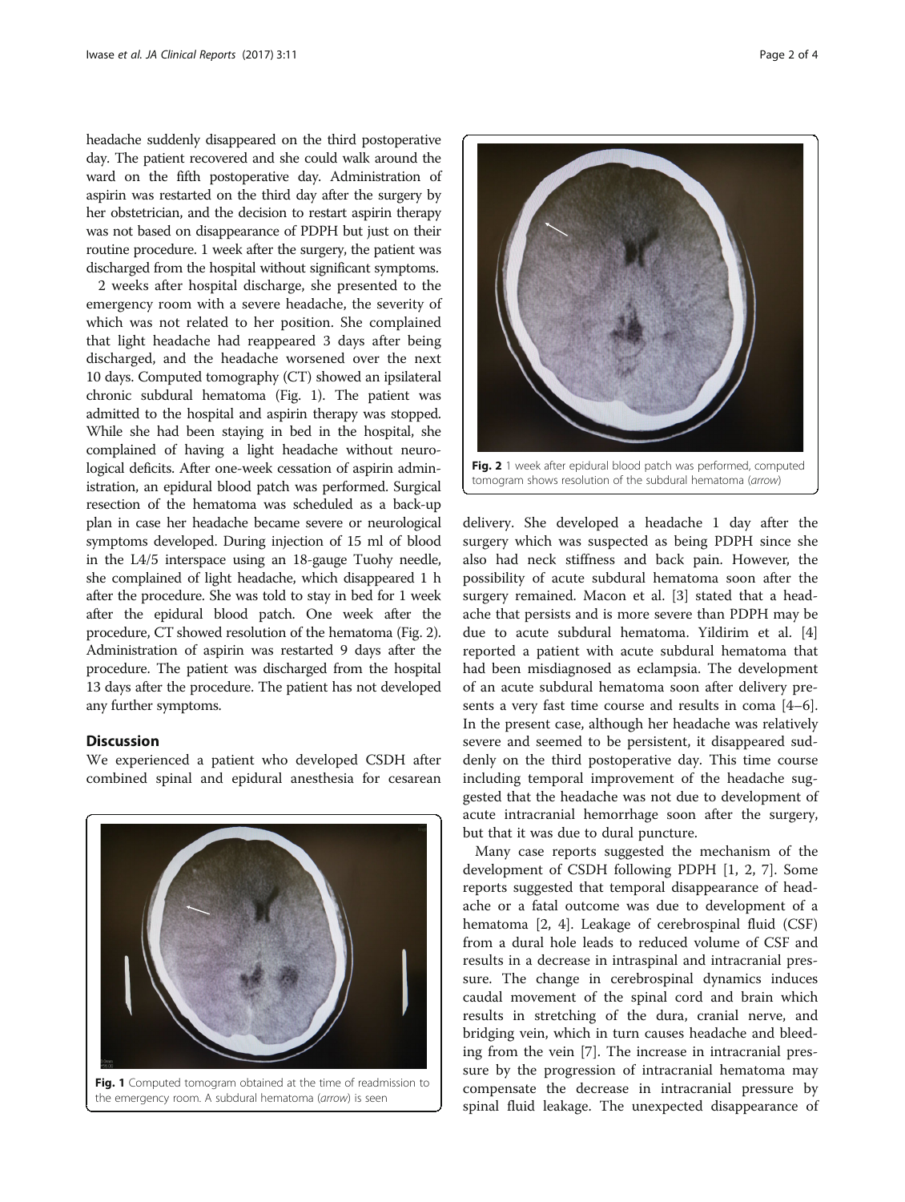headache suddenly disappeared on the third postoperative day. The patient recovered and she could walk around the ward on the fifth postoperative day. Administration of aspirin was restarted on the third day after the surgery by her obstetrician, and the decision to restart aspirin therapy was not based on disappearance of PDPH but just on their routine procedure. 1 week after the surgery, the patient was discharged from the hospital without significant symptoms.

2 weeks after hospital discharge, she presented to the emergency room with a severe headache, the severity of which was not related to her position. She complained that light headache had reappeared 3 days after being discharged, and the headache worsened over the next 10 days. Computed tomography (CT) showed an ipsilateral chronic subdural hematoma (Fig. 1). The patient was admitted to the hospital and aspirin therapy was stopped. While she had been staying in bed in the hospital, she complained of having a light headache without neurological deficits. After one-week cessation of aspirin administration, an epidural blood patch was performed. Surgical resection of the hematoma was scheduled as a back-up plan in case her headache became severe or neurological symptoms developed. During injection of 15 ml of blood in the L4/5 interspace using an 18-gauge Tuohy needle, she complained of light headache, which disappeared 1 h after the procedure. She was told to stay in bed for 1 week after the epidural blood patch. One week after the procedure, CT showed resolution of the hematoma (Fig. 2). Administration of aspirin was restarted 9 days after the procedure. The patient was discharged from the hospital 13 days after the procedure. The patient has not developed any further symptoms.

## Discussion

We experienced a patient who developed CSDH after combined spinal and epidural anesthesia for cesarean delivery. She developed a headache 1 day after the surgery which was suspected as being PDPH since she also had neck stiffness and back pain. However, the possibility of acute subdural hematoma soon after the surgery remained. Macon et al. [3] stated that a headache that persists and is more severe than PDPH may be due to acute subdural hematoma. Yildirim et al. [4] reported a patient with acute subdural hematoma that had been misdiagnosed as eclampsia. The development of an acute subdural hematoma soon after delivery presents a very fast time course and results in coma [4–6]. In the present case, although her headache was relatively severe and seemed to be persistent, it disappeared suddenly on the third postoperative day. This time course including temporal improvement of the headache suggested that the headache was not due to development of acute intracranial hemorrhage soon after the surgery, but that it was due to dural puncture.

Many case reports suggested the mechanism of the development of CSDH following PDPH [1, 2, 7]. Some reports suggested that temporal disappearance of headache or a fatal outcome was due to development of a hematoma [2, 4]. Leakage of cerebrospinal fluid (CSF) from a dural hole leads to reduced volume of CSF and results in a decrease in intraspinal and intracranial pressure. The change in cerebrospinal dynamics induces caudal movement of the spinal cord and brain which results in stretching of the dura, cranial nerve, and bridging vein, which in turn causes headache and bleeding from the vein [7]. The increase in intracranial pressure by the progression of intracranial hematoma may compensate the decrease in intracranial pressure by spinal fluid leakage. The unexpected disappearance of

**Fig. 1** Computed tomogram obtained at the time of readmission to the emergency room. A subdural hematoma (*arrow*) is seen

**Fig. 2** 1 week after epidural blood patch was performed, computed tomogram shows resolution of the subdural hematoma (*arrow*)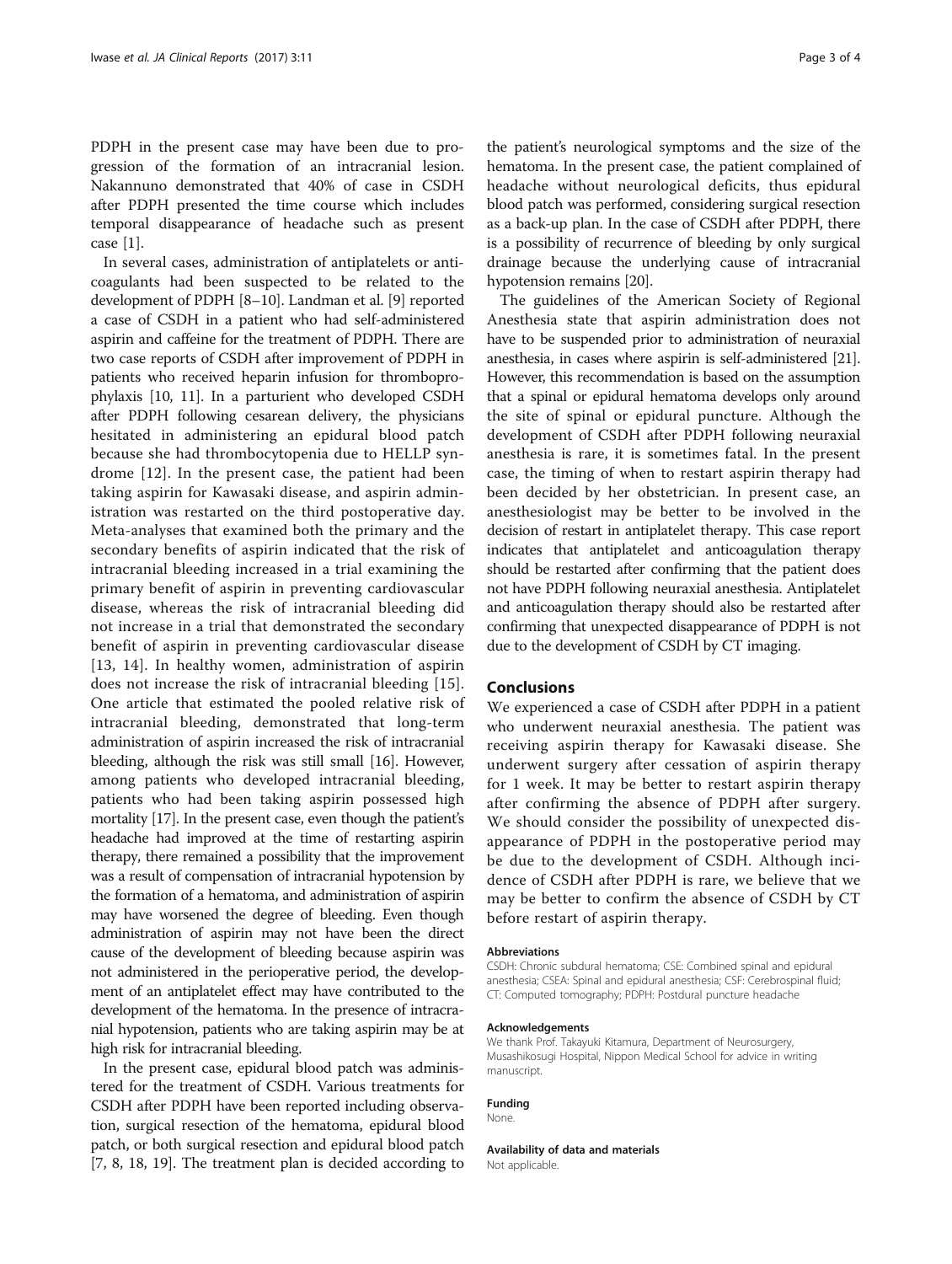PDPH in the present case may have been due to progression of the formation of an intracranial lesion. Nakannuno demonstrated that 40% of case in CSDH after PDPH presented the time course which includes temporal disappearance of headache such as present case [1].

In several cases, administration of antiplatelets or anticoagulants had been suspected to be related to the development of PDPH [8–10]. Landman et al. [9] reported a case of CSDH in a patient who had self-administered aspirin and caffeine for the treatment of PDPH. There are two case reports of CSDH after improvement of PDPH in patients who received heparin infusion for thromboprophylaxis [10, 11]. In a parturient who developed CSDH after PDPH following cesarean delivery, the physicians hesitated in administering an epidural blood patch because she had thrombocytopenia due to HELLP syndrome [12]. In the present case, the patient had been taking aspirin for Kawasaki disease, and aspirin administration was restarted on the third postoperative day. Meta-analyses that examined both the primary and the secondary benefits of aspirin indicated that the risk of intracranial bleeding increased in a trial examining the primary benefit of aspirin in preventing cardiovascular disease, whereas the risk of intracranial bleeding did not increase in a trial that demonstrated the secondary benefit of aspirin in preventing cardiovascular disease [13, 14]. In healthy women, administration of aspirin does not increase the risk of intracranial bleeding [15]. One article that estimated the pooled relative risk of intracranial bleeding, demonstrated that long-term administration of aspirin increased the risk of intracranial bleeding, although the risk was still small [16]. However, among patients who developed intracranial bleeding, patients who had been taking aspirin possessed high mortality [17]. In the present case, even though the patient's headache had improved at the time of restarting aspirin therapy, there remained a possibility that the improvement was a result of compensation of intracranial hypotension by the formation of a hematoma, and administration of aspirin may have worsened the degree of bleeding. Even though administration of aspirin may not have been the direct cause of the development of bleeding because aspirin was not administered in the perioperative period, the development of an antiplatelet effect may have contributed to the development of the hematoma. In the presence of intracranial hypotension, patients who are taking aspirin may be at high risk for intracranial bleeding.

In the present case, epidural blood patch was administered for the treatment of CSDH. Various treatments for CSDH after PDPH have been reported including observation, surgical resection of the hematoma, epidural blood patch, or both surgical resection and epidural blood patch [7, 8, 18, 19]. The treatment plan is decided according to the patient's neurological symptoms and the size of the hematoma. In the present case, the patient complained of headache without neurological deficits, thus epidural blood patch was performed, considering surgical resection as a back-up plan. In the case of CSDH after PDPH, there is a possibility of recurrence of bleeding by only surgical drainage because the underlying cause of intracranial hypotension remains [20].

The guidelines of the American Society of Regional Anesthesia state that aspirin administration does not have to be suspended prior to administration of neuraxial anesthesia, in cases where aspirin is self-administered [21]. However, this recommendation is based on the assumption that a spinal or epidural hematoma develops only around the site of spinal or epidural puncture. Although the development of CSDH after PDPH following neuraxial anesthesia is rare, it is sometimes fatal. In the present case, the timing of when to restart aspirin therapy had been decided by her obstetrician. In present case, an anesthesiologist may be better to be involved in the decision of restart in antiplatelet therapy. This case report indicates that antiplatelet and anticoagulation therapy should be restarted after confirming that the patient does not have PDPH following neuraxial anesthesia. Antiplatelet and anticoagulation therapy should also be restarted after confirming that unexpected disappearance of PDPH is not due to the development of CSDH by CT imaging.

## Conclusions

We experienced a case of CSDH after PDPH in a patient who underwent neuraxial anesthesia. The patient was receiving aspirin therapy for Kawasaki disease. She underwent surgery after cessation of aspirin therapy for 1 week. It may be better to restart aspirin therapy after confirming the absence of PDPH after surgery. We should consider the possibility of unexpected disappearance of PDPH in the postoperative period may be due to the development of CSDH. Although incidence of CSDH after PDPH is rare, we believe that we may be better to confirm the absence of CSDH by CT before restart of aspirin therapy.

#### Abbreviations

CSDH: Chronic subdural hematoma; CSE: Combined spinal and epidural anesthesia; CSEA: Spinal and epidural anesthesia; CSF: Cerebrospinal fluid; CT: Computed tomography; PDPH: Postdural puncture headache

#### Acknowledgements

We thank Prof. Takayuki Kitamura, Department of Neurosurgery, Musashikosugi Hospital, Nippon Medical School for advice in writing manuscript.

#### Funding

None.

#### Availability of data and materials

Not applicable.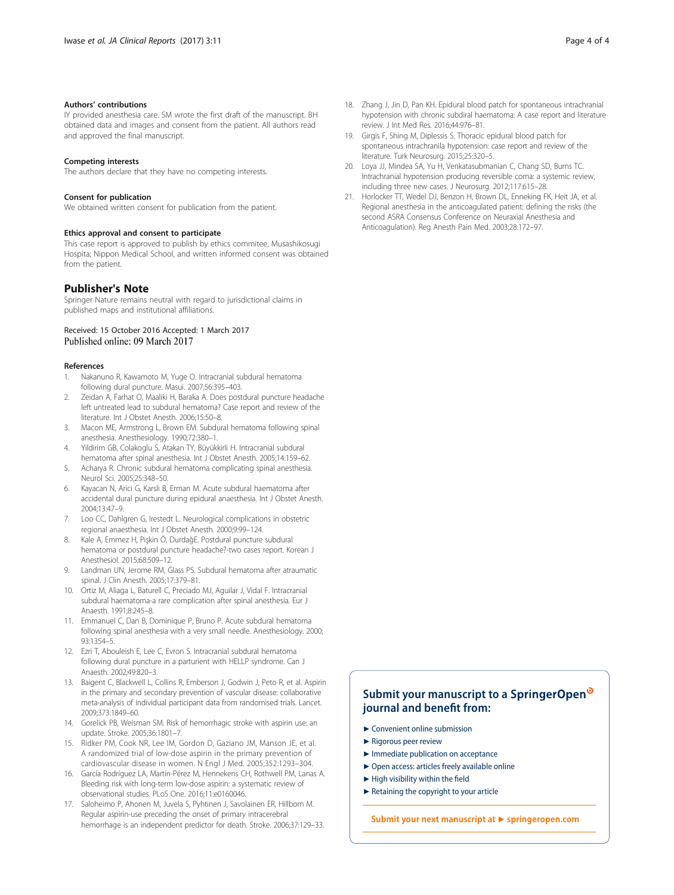#### Authors' contributions

IY provided anesthesia care. SM wrote the first draft of the manuscript. BH obtained data and images and consent from the patient. All authors read and approved the final manuscript.

#### Competing interests

The authors declare that they have no competing interests.

#### Consent for publication

We obtained written consent for publication from the patient.

#### Ethics approval and consent to participate

This case report is approved to publish by ethics commitee, Musashikosugi Hospita; Nippon Medical School, and written informed consent was obtained from the patient.

## Publisher's Note

Springer Nature remains neutral with regard to jurisdictional claims in published maps and institutional affiliations.

Received: 15 October 2016 Accepted: 1 March 2017
Published online: 09 March 2017

#### References

1. Nakanuno R, Kawamoto M, Yuge O. Intracranial subdural hematoma following dural puncture. Masui. 2007;56:395–403.
2. Zeidan A, Farhat O, Maaliki H, Baraka A. Does postdural puncture headache left untreated lead to subdural hematoma? Case report and review of the literature. Int J Obstet Anesth. 2006;15:50–8.
3. Macon ME, Armstrong L, Brown EM. Subdural hematoma following spinal anesthesia. Anesthesiology. 1990;72:380–1.
4. Yildirim GB, Colakoglu S, Atakan TY, Büyükkirli H. Intracranial subdural hematoma after spinal anesthesia. Int J Obstet Anesth. 2005;14:159–62.
5. Acharya R. Chronic subdural hematoma complicating spinal anesthesia. Neurol Sci. 2005;25:348–50.
6. Kayacan N, Arici G, Karsli B, Erman M. Acute subdural haematoma after accidental dural puncture during epidural anaesthesia. Int J Obstet Anesth. 2004;13:47–9.
7. Loo CC, Dahlgren G, Irestedt L. Neurological complications in obstetric regional anaesthesia. Int J Obstet Anesth. 2000;9:99–124.
8. Kale A, Emmez H, Pişkin Ö, DurdağE. Postdural puncture subdural hematoma or postdural puncture headache?-two cases report. Korean J Anesthesiol. 2015;68:509–12.
9. Landman UN, Jerome RM, Glass PS. Subdural hematoma after atraumatic spinal. J Clin Anesth. 2005;17:379–81.
10. Ortiz M, Aliaga L, Baturell C, Preciado MJ, Aguilar J, Vidal F. Intracranial subdural haematoma-a rare complication after spinal anesthesia. Eur J Anaesth. 1991;8:245–8.
11. Emmanuel C, Dan B, Dominique P, Bruno P. Acute subdural hematoma following spinal anesthesia with a very small needle. Anesthesiology. 2000; 93:1354–5.
12. Ezri T, Abouleish E, Lee C, Evron S. Intracranial subdural hematoma following dural puncture in a parturient with HELLP syndrome. Can J Anaesth. 2002;49:820–3.
13. Baigent C, Blackwell L, Collins R, Emberson J, Godwin J, Peto R, et al. Aspirin in the primary and secondary prevention of vascular disease: collaborative meta-analysis of individual participant data from randomised trials. Lancet. 2009;373:1849–60.
14. Gorelick PB, Weisman SM. Risk of hemorrhagic stroke with aspirin use: an update. Stroke. 2005;36:1801–7.
15. Ridker PM, Cook NR, Lee IM, Gordon D, Gaziano JM, Manson JE, et al. A randomized trial of low-dose aspirin in the primary prevention of cardiovascular disease in women. N Engl J Med. 2005;352:1293–304.
16. García Rodríguez LA, Martín-Pérez M, Hennekens CH, Rothwell PM, Lanas A. Bleeding risk with long-term low-dose aspirin: a systematic review of observational studies. PLoS One. 2016;11:e0160046.
17. Saloheimo P, Ahonen M, Juvela S, Pyhtinen J, Savolainen ER, Hillbom M. Regular aspirin-use preceding the onset of primary intracerebral hemorrhage is an independent predictor for death. Stroke. 2006;37:129–33.
18. Zhang J, Jin D, Pan KH. Epidural blood patch for spontaneous intrachranial hypotension with chronic subdiral haematoma: A case report and literature review. J Int Med Res. 2016;44:976–81.
19. Girgis F, Shing M, Diplessis S. Thoracic epidural blood patch for spontaneous intrachranila hypotension: case report and review of the literature. Turk Neurosurg. 2015;25:320–5.
20. Loya JJ, Mindea SA, Yu H, Venkatasubmanian C, Chang SD, Burns TC. Intrachranial hypotension producing reversible coma: a systemic review, including three new cases. J Neurosurg. 2012;117:615–28.
21. Horlocker TT, Wedel DJ, Benzon H, Brown DL, Enneking FK, Heit JA, et al. Regional anesthesia in the anticoagulated patient: defining the risks (the second ASRA Consensus Conference on Neuraxial Anesthesia and Anticoagulation). Reg Anesth Pain Med. 2003;28:172–97.

**Submit your manuscript to a SpringerOpen journal and benefit from:**

- ► Convenient online submission
- ► Rigorous peer review
- ► Immediate publication on acceptance
- ► Open access: articles freely available online
- ► High visibility within the field
- ► Retaining the copyright to your article

**Submit your next manuscript at ► springeropen.com**